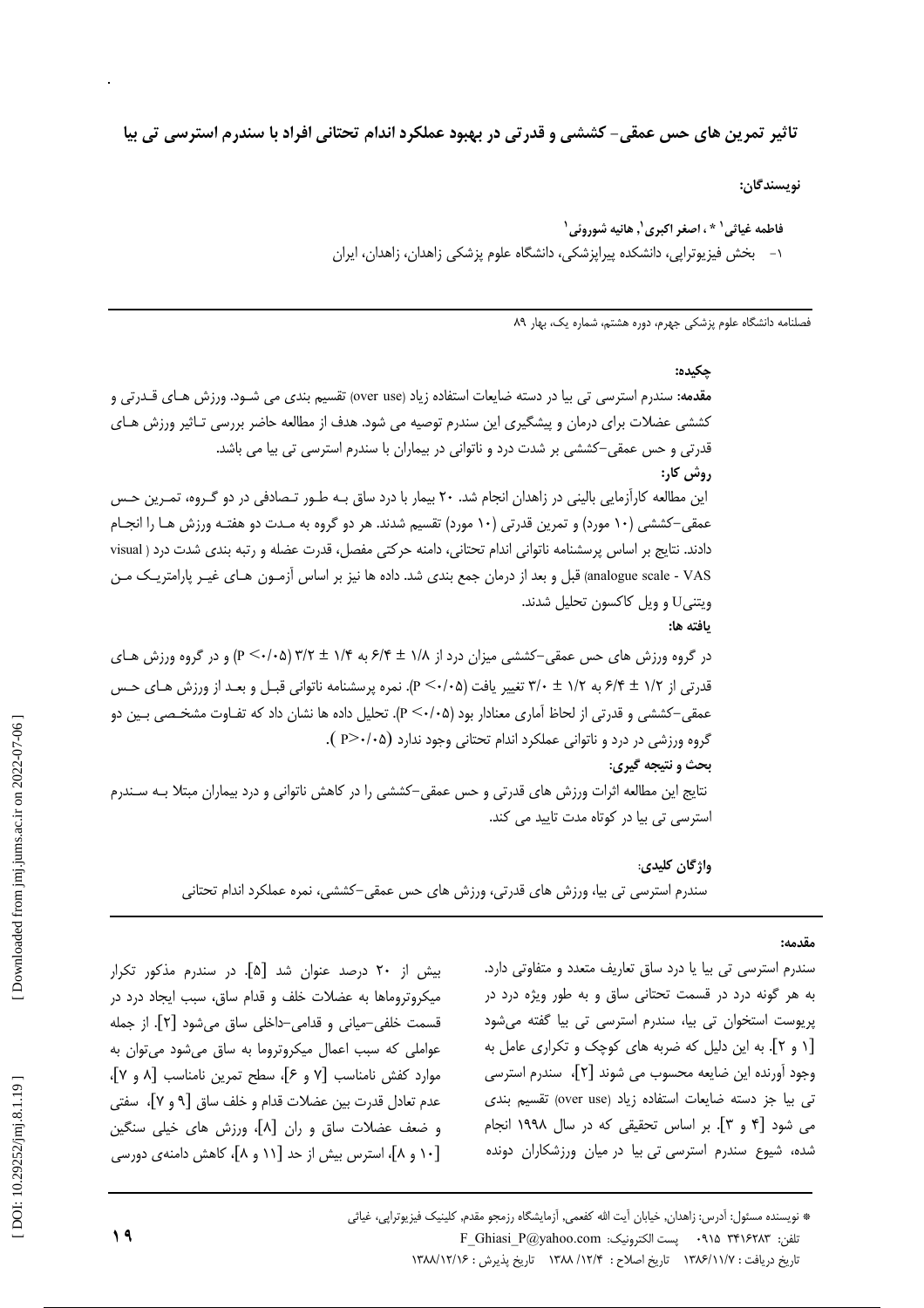# تاثیر تمرین های حس عمقی- کششی و قدرتی در بهبود عملکرد اندام تحتانی افراد با سندرم استرسی تی بیا

**نویسندگان:**

**فاطمه غیاثی[1] * ، اصغر اکبری[1]، هانیه شوروئی[1]**

۱- بخش فیزیوتراپی، دانشکده پیراپزشکی، دانشگاه علوم پزشکی زاهدان، زاهدان، ایران

فصلنامه دانشگاه علوم پزشکی جهرم، دوره هشتم، شماره یک، بهار ۸۹

## چکیده:

**مقدمه:** سندرم استرسی تی بیا در دسته ضایعات استفاده زیاد (over use) تقسیم بندی می شود. ورزش های قدرتی و کششی عضلات برای درمان و پیشگیری این سندرم توصیه می شود. هدف از مطالعه حاضر بررسی تاثیر ورزش های قدرتی و حس عمقی-کششی بر شدت درد و ناتوانی در بیماران با سندرم استرسی تی بیا می باشد.

**روش کار:**

این مطالعه کارآزمایی بالینی در زاهدان انجام شد. ۲۰ بیمار با درد ساق به طور تصادفی در دو گروه، تمرین حس عمقی-کششی (۱۰ مورد) و تمرین قدرتی (۱۰ مورد) تقسیم شدند. هر دو گروه به مدت دو هفته ورزش ها را انجام دادند. نتایج بر اساس پرسشنامه ناتوانی اندام تحتانی، دامنه حرکتی مفصل، قدرت عضله و رتبه بندی شدت درد ( visual analogue scale - VAS) قبل و بعد از درمان جمع بندی شد. داده ها نیز بر اساس آزمون های غیر پارامتریک من ویتنیU و ویل کاکسون تحلیل شدند.

**یافته ها:**

در گروه ورزش های حس عمقی-کششی میزان درد از ۱/۸ ± ۶/۴ به ۱/۴ ± ۳/۲ ($P < 0/05$) و در گروه ورزش های قدرتی از ۱/۲ ± ۶/۴ به ۱/۲ ± ۳/۰ تغییر یافت ($P < 0/05$). نمره پرسشنامه ناتوانی قبل و بعد از ورزش های حس عمقی-کششی و قدرتی از لحاظ آماری معنادار بود ($P < 0/05$). تحلیل داده ها نشان داد که تفاوت مشخصی بین دو گروه ورزشی در درد و ناتوانی عملکرد اندام تحتانی وجود ندارد ($P > 0/05$ ).

**بحث و نتیجه گیری:**

نتایج این مطالعه اثرات ورزش های قدرتی و حس عمقی-کششی را در کاهش ناتوانی و درد بیماران مبتلا به سندرم استرسی تی بیا در کوتاه مدت تایید می کند.

**واژگان کلیدی:**

سندرم استرسی تی بیا، ورزش های قدرتی، ورزش های حس عمقی-کششی، نمره عملکرد اندام تحتانی

## مقدمه:

سندرم استرسی تی بیا یا درد ساق تعاریف متعدد و متفاوتی دارد. به هر گونه درد در قسمت تحتانی ساق و به طور ویژه درد در پریوست استخوان تی بیا، سندرم استرسی تی بیا گفته می‌شود [۱ و ۲]. به این دلیل که ضربه های کوچک و تکراری عامل به وجود آورنده این ضایعه محسوب می شوند [۲]، سندرم استرسی تی بیا جز دسته ضایعات استفاده زیاد (over use) تقسیم بندی می شود [۴ و ۳]. بر اساس تحقیقی که در سال ۱۹۹۸ انجام شده، شیوع سندرم استرسی تی بیا در میان ورزشکاران دونده بیش از ۲۰ درصد عنوان شد [۵]. در سندرم مذکور تکرار میکروتروماها به عضلات خلف و قدام ساق، سبب ایجاد درد در قسمت خلفی-میانی و قدامی-داخلی ساق می‌شود [۲]. از جمله عواملی که سبب اعمال میکروتروما به ساق می‌شود می‌توان به موارد کفش نامناسب [۷ و ۶]، سطح تمرین نامناسب [۸ و ۷]، عدم تعادل قدرت بین عضلات قدام و خلف ساق [۹ و ۷]، سفتی و ضعف عضلات ساق و ران [۸]، ورزش های خیلی سنگین [۱۰ و ۸]، استرس بیش از حد [۱۱ و ۸]، کاهش دامنه‌ی دورسی

* نویسنده مسئول: آدرس: زاهدان، خیابان آیت الله کفعمی، آزمایشگاه رزمجو مقدم، کلینیک فیزیوتراپی، غیاثی
تلفن: ۳۴۱۶۲۸۳ ۰۹۱۵ پست الکترونیک: F_Ghiasi_P@yahoo.com
تاریخ دریافت : ۱۳۸۶/۱۱/۷ تاریخ اصلاح : ۱۳۸۸/۱۲/۴ تاریخ پذیرش : ۱۳۸۸/۱۲/۱۶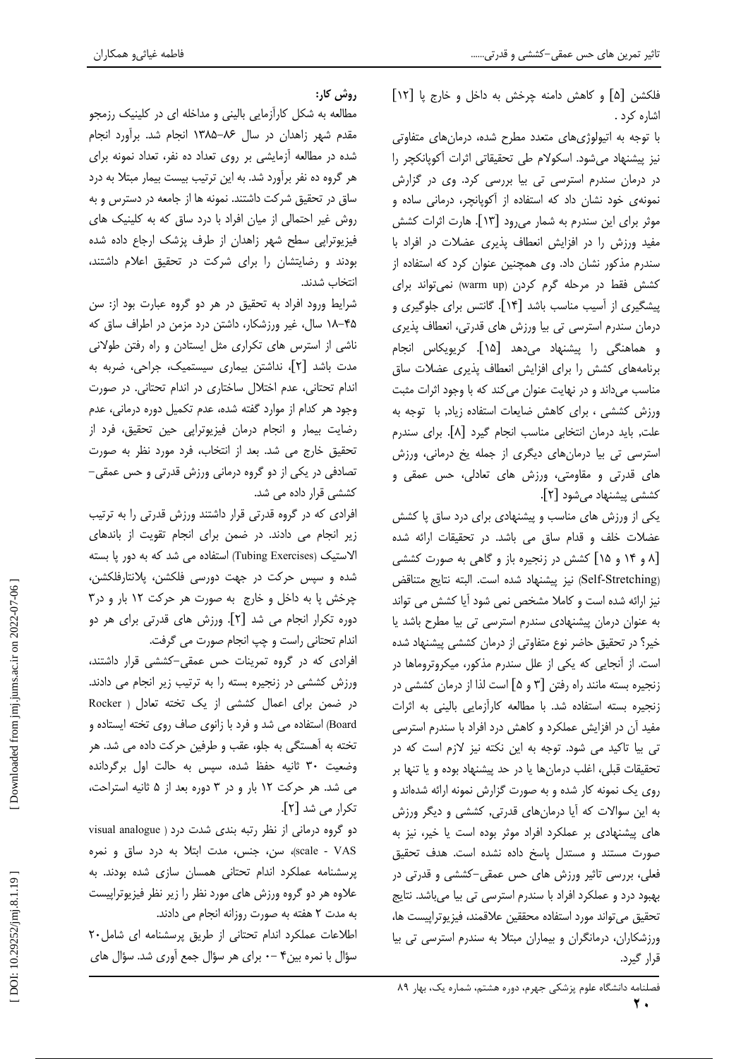فلکشن [۵] و کاهش دامنه چرخش به داخل و خارج پا [۱۲] اشاره کرد .

با توجه به اتیولوژی‌های متعدد مطرح شده، درمان‌های متفاوتی نیز پیشنهاد می‌شود. اسکولام طی تحقیقاتی اثرات آکوپانکچر را در درمان سندرم استرسی تی بیا بررسی کرد. وی در گزارش نمونه‌ی خود نشان داد که استفاده از آکوپانچر، درمانی ساده و موثر برای این سندرم به شمار می‌رود [۱۳]. هارت اثرات کشش مفید ورزش را در افزایش انعطاف پذیری عضلات در افراد با سندرم مذکور نشان داد. وی همچنین عنوان کرد که استفاده از کشش فقط در مرحله گرم کردن (warm up) نمی‌تواند برای پیشگیری از آسیب مناسب باشد [۱۴]. گانتس برای جلوگیری و درمان سندرم استرسی تی بیا ورزش های قدرتی، انعطاف پذیری و هماهنگی را پیشنهاد می‌دهد [۱۵]. کریویکاس انجام برنامه‌های کشش را برای افزایش انعطاف پذیری عضلات ساق مناسب می‌داند و در نهایت عنوان می‌کند که با وجود اثرات مثبت ورزش کششی ، برای کاهش ضایعات استفاده زیاد، با توجه به علت، باید درمان انتخابی مناسب انجام گیرد [۸]. برای سندرم استرسی تی بیا درمان‌های دیگری از جمله یخ درمانی، ورزش های قدرتی و مقاومتی، ورزش های تعادلی، حس عمقی و کششی پیشنهاد می‌شود [۲].

یکی از ورزش های مناسب و پیشنهادی برای درد ساق پا کشش عضلات خلف و قدام ساق می باشد. در تحقیقات ارائه شده [۸ و ۱۴ و ۱۵] کشش در زنجیره باز و گاهی به صورت کششی (Self-Stretching) نیز پیشنهاد شده است. البته نتایج متناقض نیز ارائه شده است و کاملا مشخص نمی شود آیا کشش می تواند به عنوان درمان پیشنهادی سندرم استرسی تی بیا مطرح باشد یا خیر؟ در تحقیق حاضر نوع متفاوتی از درمان کششی پیشنهاد شده است. از آنجایی که یکی از علل سندرم مذکور، میکروتروماها در زنجیره بسته مانند راه رفتن [۳ و ۵] است لذا از درمان کششی در زنجیره بسته استفاده شد. با مطالعه کارآزمایی بالینی به اثرات مفید آن در افزایش عملکرد و کاهش درد افراد با سندرم استرسی تی بیا تاکید می شود. توجه به این نکته نیز لازم است که در تحقیقات قبلی، اغلب درمان‌ها یا در حد پیشنهاد بوده و یا تنها بر روی یک نمونه کار شده و به صورت گزارش نمونه ارائه شده‌اند و به این سوالات که آیا درمان‌های قدرتی، کششی و دیگر ورزش های پیشنهادی بر عملکرد افراد موثر بوده است یا خیر، نیز به صورت مستند و مستدل پاسخ داده نشده است. هدف تحقیق فعلی، بررسی تاثیر ورزش های حس عمقی-کششی و قدرتی در بهبود درد و عملکرد افراد با سندرم استرسی تی بیا می‌باشد. نتایج تحقیق می‌تواند مورد استفاده محققین علاقمند، فیزیوتراپیست ها، ورزشکاران، درمانگران و بیماران مبتلا به سندرم استرسی تی بیا قرار گیرد.

## روش کار:

مطالعه به شکل کارآزمایی بالینی و مداخله ای در کلینیک رزمجو مقدم شهر زاهدان در سال ۸۶-۱۳۸۵ انجام شد. برآورد انجام شده در مطالعه آزمایشی بر روی تعداد ده نفر، تعداد نمونه برای هر گروه ده نفر برآورد شد. به این ترتیب بیست بیمار مبتلا به درد ساق در تحقیق شرکت داشتند. نمونه ها از جامعه در دسترس و به روش غیر احتمالی از میان افراد با درد ساق که به کلینیک های فیزیوتراپی سطح شهر زاهدان از طرف پزشک ارجاع داده شده بودند و رضایتشان را برای شرکت در تحقیق اعلام داشتند، انتخاب شدند.

شرایط ورود افراد به تحقیق در هر دو گروه عبارت بود از: سن ۴۵-۱۸ سال، غیر ورزشکار، داشتن درد مزمن در اطراف ساق که ناشی از استرس های تکراری مثل ایستادن و راه رفتن طولانی مدت باشد [۲]، نداشتن بیماری سیستمیک، جراحی، ضربه به اندام تحتانی، عدم اختلال ساختاری در اندام تحتانی. در صورت وجود هر کدام از موارد گفته شده، عدم تکمیل دوره درمانی، عدم رضایت بیمار و انجام درمان فیزیوتراپی حین تحقیق، فرد از تحقیق خارج می شد. بعد از انتخاب، فرد مورد نظر به صورت تصادفی در یکی از دو گروه درمانی ورزش قدرتی و حس عمقی-کششی قرار داده می شد.

افرادی که در گروه قدرتی قرار داشتند ورزش قدرتی را به ترتیب زیر انجام می دادند. در ضمن برای انجام تقویت از باندهای الاستیک (Tubing Exercises) استفاده می شد که به دور پا بسته شده و سپس حرکت در جهت دورسی فلکشن، پلانتارفلکشن، چرخش پا به داخل و خارج به صورت هر حرکت ۱۲ بار و در۳ دوره تکرار انجام می شد [۲]. ورزش های قدرتی برای هر دو اندام تحتانی راست و چپ انجام صورت می گرفت.

افرادی که در گروه تمرینات حس عمقی-کششی قرار داشتند، ورزش کششی در زنجیره بسته را به ترتیب زیر انجام می دادند. در ضمن برای اعمال کششی از یک تخته تعادل ( Rocker Board) استفاده می شد و فرد با زانوی صاف روی تخته ایستاده و تخته به آهستگی به جلو، عقب و طرفین حرکت داده می شد. هر وضعیت ۳۰ ثانیه حفظ شده، سپس به حالت اول برگردانده می شد. هر حرکت ۱۲ بار و در ۳ دوره بعد از ۵ ثانیه استراحت، تکرار می شد [۲].

دو گروه درمانی از نظر رتبه بندی شدت درد ( visual analogue scale - VAS)، سن، جنس، مدت ابتلا به درد ساق و نمره پرسشنامه عملکرد اندام تحتانی همسان سازی شده بودند. به علاوه هر دو گروه ورزش های مورد نظر را زیر نظر فیزیوتراپیست به مدت ۲ هفته به صورت روزانه انجام می دادند.

اطلاعات عملکرد اندام تحتانی از طریق پرسشنامه ای شامل۲۰ سؤال با نمره بین۴ -۰ برای هر سؤال جمع آوری شد. سؤال های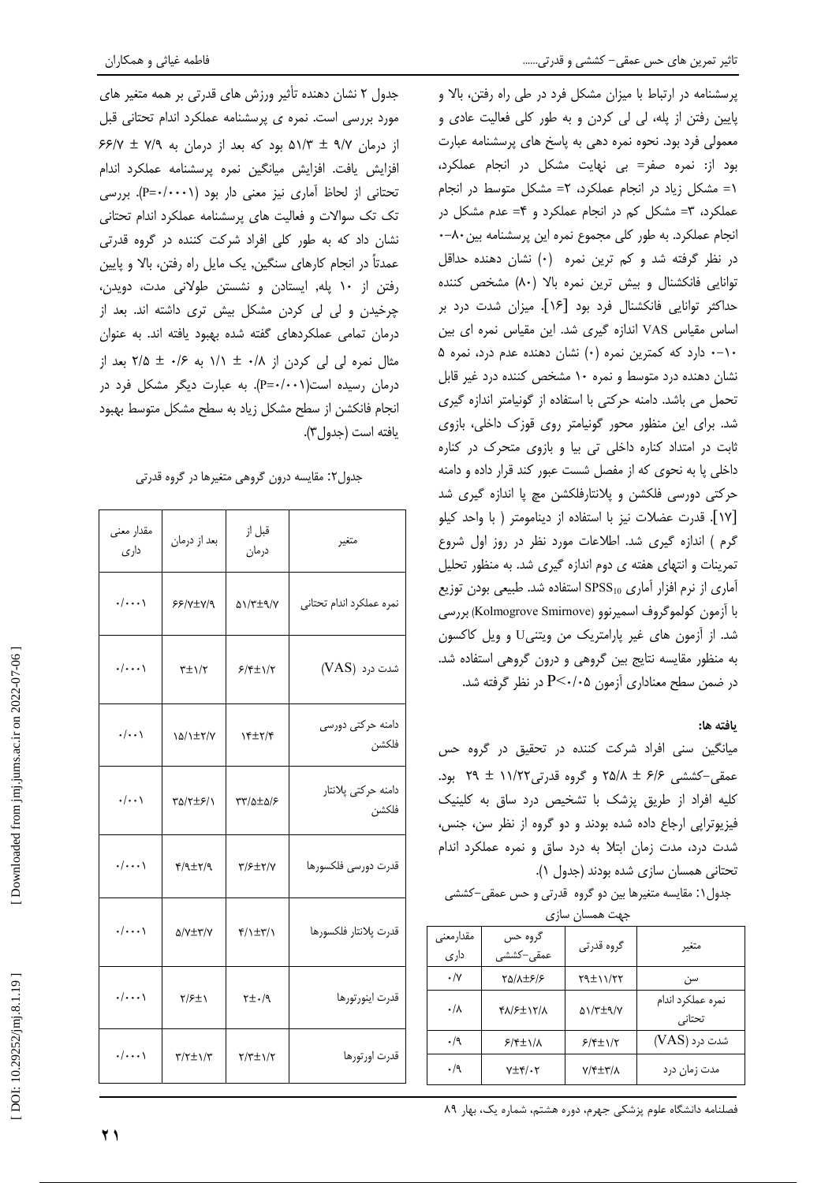پرسشنامه در ارتباط با میزان مشکل فرد در طی راه رفتن، بالا و پایین رفتن از پله، لی لی کردن و به طور کلی فعالیت عادی و معمولی فرد بود. نحوه نمره دهی به پاسخ های پرسشنامه عبارت بود از: نمره صفر= بی نهایت مشکل در انجام عملکرد، ۱= مشکل زیاد در انجام عملکرد، ۲= مشکل متوسط در انجام عملکرد، ۳= مشکل کم در انجام عملکرد و ۴= عدم مشکل در انجام عملکرد. به طور کلی مجموع نمره این پرسشنامه بین ۸۰-۰ در نظر گرفته شد و کم ترین نمره (۰) نشان دهنده حداقل توانایی فانکشنال و بیش ترین نمره بالا (۸۰) مشخص کننده حداکثر توانایی فانکشنال فرد بود [۱۶]. میزان شدت درد بر اساس مقیاس VAS اندازه گیری شد. این مقیاس نمره ای بین ۱۰-۰ دارد که کمترین نمره (۰) نشان دهنده عدم درد، نمره ۵ نشان دهنده درد متوسط و نمره ۱۰ مشخص کننده درد غیر قابل تحمل می باشد. دامنه حرکتی با استفاده از گونیامتر اندازه گیری شد. برای این منظور محور گونیامتر روی قوزک داخلی، بازوی ثابت در امتداد کناره داخلی تی بیا و بازوی متحرک در کناره داخلی پا به نحوی که از مفصل شست عبور کند قرار داده و دامنه حرکتی دورسی فلکشن و پلانتارفلکشن مچ پا اندازه گیری شد [۱۷]. قدرت عضلات نیز با استفاده از دینامومتر ( با واحد کیلو گرم ) اندازه گیری شد. اطلاعات مورد نظر در روز اول شروع تمرینات و انتهای هفته ی دوم اندازه گیری شد. به منظور تحلیل آماری از نرم افزار آماری $SPSS_{10}$ استفاده شد. طبیعی بودن توزیع با آزمون کولموگروف اسمیرنوو (Kolmogrove Smirnove) بررسی شد. از آزمون های غیر پارامتریک من ویتنیU و ویل کاکسون به منظور مقایسه نتایج بین گروهی و درون گروهی استفاده شد. در ضمن سطح معناداری آزمون $P<0/05$ در نظر گرفته شد.

### یافته ها:

میانگین سنی افراد شرکت کننده در تحقیق در گروه حس عمقی-کششی ۶/۶ ± ۲۵/۸ و گروه قدرتی۱۱/۲۲ ± ۲۹ بود. کلیه افراد از طریق پزشک با تشخیص درد ساق به کلینیک فیزیوتراپی ارجاع داده شده بودند و دو گروه از نظر سن، جنس، شدت درد، مدت زمان ابتلا به درد ساق و نمره عملکرد اندام تحتانی همسان سازی شده بودند (جدول ۱).

جدول۱: مقایسه متغیرها بین دو گروه قدرتی و حس عمقی-کششی جهت همسان سازی

| متغیر | گروه قدرتی | گروه حس عمقی-کششی | مقدارمعنی داری |
|---|---|---|---|
| سن | ۲۹±۱۱/۲۲ | ۲۵/۸±۶/۶ | ۰/۷ |
| نمره عملکرد اندام تحتانی | ۵۱/۳±۹/۷ | ۴۸/۶±۱۲/۸ | ۰/۸ |
| شدت درد (VAS) | ۶/۴±۱/۲ | ۶/۴±۱/۸ | ۰/۹ |
| مدت زمان درد | ۷/۴±۳/۸ | ۷±۴/۰۲ | ۰/۹ |

جدول ۲ نشان دهنده تأثیر ورزش های قدرتی بر همه متغیر های مورد بررسی است. نمره ی پرسشنامه عملکرد اندام تحتانی قبل از درمان ۹/۷ ± ۵۱/۳ بود که بعد از درمان به ۷/۹ ± ۶۶/۷ افزایش یافت. افزایش میانگین نمره پرسشنامه عملکرد اندام تحتانی از لحاظ آماری نیز معنی دار بود (P=۰/۰۰۰۱). بررسی تک تک سوالات و فعالیت های پرسشنامه عملکرد اندام تحتانی نشان داد که به طور کلی افراد شرکت کننده در گروه قدرتی عمدتاً در انجام کارهای سنگین, یک مایل راه رفتن، بالا و پایین رفتن از ۱۰ پله، ایستادن و نشستن طولانی مدت، دویدن، چرخیدن و لی لی کردن مشکل بیش تری داشته اند. بعد از درمان تمامی عملکردهای گفته شده بهبود یافته اند. به عنوان مثال نمره لی لی کردن از ۰/۸ ± ۱/۱ به ۰/۶ ± ۲/۵ بعد از درمان رسیده است(P=۰/۰۰۱). به عبارت دیگر مشکل فرد در انجام فانکشن از سطح مشکل زیاد به سطح مشکل متوسط بهبود یافته است (جدول۳).

جدول۲: مقایسه درون گروهی متغیرها در گروه قدرتی

| متغیر | قبل از درمان | بعد از درمان | مقدار معنی داری |
|---|---|---|---|
| نمره عملکرد اندام تحتانی | ۵۱/۳±۹/۷ | ۶۶/۷±۷/۹ | ۰/۰۰۰۱ |
| شدت درد (VAS) | ۶/۴±۱/۲ | ۳±۱/۲ | ۰/۰۰۰۱ |
| دامنه حرکتی دورسی فلکشن | ۱۴±۲/۴ | ۱۵/۱±۲/۷ | ۰/۰۰۱ |
| دامنه حرکتی پلانتار فلکشن | ۳۳/۵±۵/۶ | ۳۵/۲±۶/۱ | ۰/۰۰۱ |
| قدرت دورسی فلکسورها | ۳/۶±۲/۷ | ۴/۹±۲/۹ | ۰/۰۰۰۱ |
| قدرت پلانتار فلکسورها | ۴/۱±۳/۱ | ۵/۷±۳/۷ | ۰/۰۰۰۱ |
| قدرت اینورتورها | ۲±۰/۹ | ۲/۶±۱ | ۰/۰۰۰۱ |
| قدرت اورتورها | ۲/۳±۱/۲ | ۳/۲±۱/۳ | ۰/۰۰۰۱ |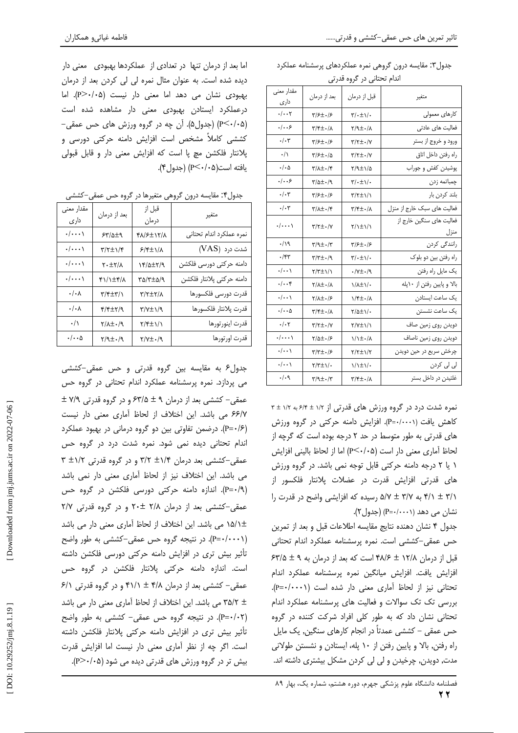جدول۳: مقایسه درون گروهی نمره عملکردهای پرسشنامه عملکرد اندام تحتانی در گروه قدرتی

| متغیر | قبل از درمان | بعد از درمان | مقدار معنی داری |
|---|---|---|---|
| کارهای معمولی | ۳/۰±۱/۰ | ۳/۶±۰/۶ | ۰/۰۰۲ |
| فعالیت های عادتی | ۲/۹±۰/۸ | ۳/۴±۰/۸ | ۰/۰۰۶ |
| ورود و خروج از بستر | ۳/۲±۰/۷ | ۳/۶±۰/۶ | ۰/۰۳ |
| راه رفتن داخل اتاق | ۳/۲±۰/۷ | ۳/۶±۰/۵ | ۰/۱ |
| پوشیدن کفش و جوراب | ۲/۹±۱/۵ | ۳/۸±۰/۴ | ۰/۰۵ |
| چمباتمه زدن | ۳/۰±۱/۰ | ۳/۵±۰/۹ | ۰/۰۰۶ |
| بلند کردن بار | ۳/۲±۱/۱ | ۳/۶±۰/۶ | ۰/۰۳ |
| فعالیت های سبک خارج از منزل | ۳/۴±۰/۸ | ۳/۸±۰/۴ | ۰/۰۳ |
| فعالیت های سنگین خارج از منزل | ۲/۱±۱/۱ | ۳/۲±۰/۷ | ۰/۰۰۰۱ |
| رانندگی کردن | ۳/۶±۰/۶ | ۳/۹±۰/۳ | ۰/۱۹ |
| راه رفتن بین دو بلوک | ۳/۰±۱/۰ | ۳/۳±۰/۹ | ۰/۴۳ |
| یک مایل راه رفتن | ۰/۷±۰/۹ | ۲/۳±۱/۱ | ۰/۰۰۱ |
| بالا و پایین رفتن از ۱۰پله | ۱/۸±۱/۰ | ۲/۸±۰/۸ | ۰/۰۰۴ |
| یک ساعت ایستادن | ۱/۴±۰/۸ | ۲/۸±۰/۶ | ۰/۰۰۱ |
| یک ساعت نشستن | ۲/۵±۱/۰ | ۳/۴±۰/۸ | ۰/۰۰۵ |
| دویدن روی زمین صاف | ۲/۷±۱/۱ | ۳/۲±۰/۷ | ۰/۰۲ |
| دویدن روی زمین ناصاف | ۱/۱±۰/۸ | ۲/۵±۰/۶ | ۰/۰۰۰۱ |
| چرخش سریع در حین دویدن | ۲/۲±۱/۲ | ۳/۳±۰/۶ | ۰/۰۰۱ |
| لی لی کردن | ۱/۱±۱/۰ | ۲/۳±۱/۰ | ۰/۰۰۱ |
| غلتیدن در داخل بستر | ۳/۴±۰/۸ | ۳/۹±۰/۳ | ۰/۰۹ |

نمره شدت درد در گروه ورزش های قدرتی از ۱/۲ ± ۶/۴ به ۱/۲ ± ۳ کاهش یافت (P=۰/۰۰۰۱). افزایش دامنه حرکتی در گروه ورزش های قدرتی به طور متوسط در حد ۲ درجه بوده است که گرچه از لحاظ آماری معنی دار است (P<۰/۰۵) اما از لحاظ بالینی افزایش ۱ یا ۲ درجه دامنه حرکتی قابل توجه نمی باشد. در گروه ورزش های قدرتی افزایش قدرت در عضلات پلانتار فلکسور از ۳/۱ ± ۴/۱ به ۳/۷ ± ۵/۷ رسیده که افزایشی واضح در قدرت را نشان می دهد (P=۰/۰۰۰۱) (جدول۲).

جدول ۴ نشان دهنده نتایج مقایسه اطلاعات قبل و بعد از تمرین حس عمقی-کششی است. نمره پرسشنامه عملکرد اندام تحتانی قبل از درمان ۱۲/۸ ± ۴۸/۶ است که بعد از درمان به ۹ ± ۶۳/۵ افزایش یافت. افزایش میانگین نمره پرسشنامه عملکرد اندام تحتانی نیز از لحاظ آماری معنی دار شده است (P=۰/۰۰۰۱). بررسی تک تک سوالات و فعالیت های پرسشنامه عملکرد اندام تحتانی نشان داد که به طور کلی افراد شرکت کننده در گروه حس عمقی - کششی عمدتاً در انجام کارهای سنگین، یک مایل راه رفتن، بالا و پایین رفتن از ۱۰ پله، ایستادن و نشستن طولانی مدت، دویدن، چرخیدن و لی لی کردن مشکل بیشتری داشته اند.

اما بعد از درمان تنها در تعدادی از عملکردها بهبودی معنی دار دیده شده است. به عنوان مثال نمره لی لی کردن بعد از درمان بهبودی نشان می دهد اما معنی دار نیست (P>۰/۰۵). اما درعملکرد ایستادن بهبودی معنی دار مشاهده شده است (P<۰/۰۵) (جدول۵). آن چه در گروه ورزش های حس عمقی-کششی کاملاً مشخص است افزایش دامنه حرکتی دورسی و پلانتار فلکشن مچ پا است که افزایش معنی دار و قابل قبولی یافته است(P<۰/۰۵) (جدول۴).

جدول۴: مقایسه درون گروهی متغیرها در گروه حس عمقی-کششی

| متغیر | قبل از درمان | بعد از درمان | مقدار معنی داری |
|---|---|---|---|
| نمره عملکرد اندام تحتانی | ۴۸/۶±۱۲/۸ | ۶۳/۵±۹ | ۰/۰۰۰۱ |
| شدت درد (VAS) | ۶/۴±۱/۸ | ۳/۲±۱/۴ | ۰/۰۰۰۱ |
| دامنه حرکتی دورسی فلکشن | ۱۴/۵±۲/۹ | ۲۰±۲/۸ | ۰/۰۰۰۱ |
| دامنه حرکتی پلانتار فلکشن | ۳۵/۳±۵/۹ | ۴۱/۱±۴/۸ | ۰/۰۰۰۱ |
| قدرت دورسی فلکسورها | ۳/۲±۲/۸ | ۳/۴±۳/۱ | ۰/۰۸ |
| قدرت پلانتار فلکسورها | ۳/۷±۱/۹ | ۴/۴±۲/۹ | ۰/۰۸ |
| قدرت اینورتورها | ۲/۴±۱/۱ | ۲/۸±۰/۹ | ۰/۱ |
| قدرت اورتورها | ۲/۷±۰/۹ | ۲/۹±۰/۹ | ۰/۰۰۵ |

جدول۶ به مقایسه بین گروه قدرتی و حس عمقی-کششی می پردازد. نمره پرسشنامه عملکرد اندام تحتانی در گروه حس عمقی- کششی بعد از درمان ۹ ± ۶۳/۵ و در گروه قدرتی ۷/۹ ± ۶۶/۷ می باشد. این اختلاف از لحاظ آماری معنی دار نیست (P=۰/۶). درضمن تفاوتی بین دو گروه درمانی در بهبود عملکرد اندام تحتانی دیده نمی شود. نمره شدت درد در گروه حس عمقی-کششی بعد درمان ۱/۴ ±۳/۲ و در گروه قدرتی ۱/۲± ۳ می باشد. این اختلاف نیز از لحاظ آماری معنی دار نمی باشد (P=۰/۹). اندازه دامنه حرکتی دورسی فلکشن در گروه حس عمقی-کششی بعد از درمان ۲/۸ ±۲۰ و در گروه قدرتی ۲/۷ ±۱۵/۱ می باشد. این اختلاف از لحاظ آماری معنی دار می باشد (P=۰/۰۰۰۱). در نتیجه گروه حس عمقی-کششی به طور واضح تأثیر بیش تری در افزایش دامنه حرکتی دورسی فلکشن داشته است. اندازه دامنه حرکتی پلانتار فلکشن در گروه حس عمقی- کششی بعد از درمان ۴/۸ ± ۴۱/۱ و در گروه قدرتی ۶/۱ ± ۳۵/۲ می باشد. این اختلاف از لحاظ آماری معنی دار می باشد (P=۰/۰۲). در نتیجه گروه حس عمقی- کششی به طور واضح تأثیر بیش تری در افزایش دامنه حرکتی پلانتار فلکشن داشته است. اگر چه از نظر آماری معنی دار نیست اما افزایش قدرت بیش تر در گروه ورزش های قدرتی دیده می شود (P>۰/۰۵).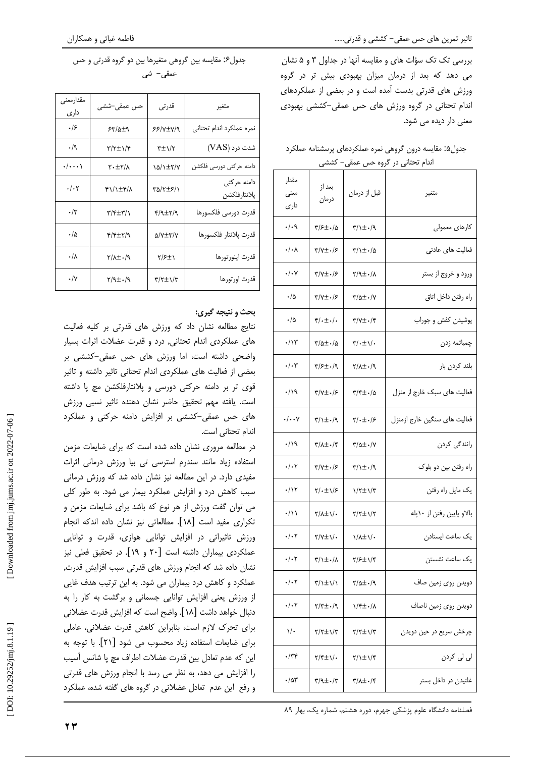بررسی تک تک سؤات های و مقایسه آنها در جداول ۳ و ۵ نشان می دهد که بعد از درمان میزان بهبودی بیش تر در گروه ورزش های قدرتی بدست آمده است و در بعضی از عملکردهای اندام تحتانی در گروه ورزش های حس عمقی-کششی بهبودی معنی دار دیده می شود.

جدول۵: مقایسه درون گروهی نمره عملکردهای پرسشنامه عملکرد اندام تحتانی در گروه حس عمقی- کششی

| متغیر | قبل از درمان | بعد از درمان | مقدار معنی داری |
|---|---|---|---|
| کارهای معمولی | ۳/۱±۰/۹ | ۳/۶±۰/۵ | ۰/۰۹ |
| فعالیت های عادتی | ۳/۱±۰/۵ | ۳/۷±۰/۶ | ۰/۰۸ |
| ورود و خروج از بستر | ۲/۹±۰/۸ | ۳/۷±۰/۶ | ۰/۰۷ |
| راه رفتن داخل اتاق | ۳/۵±۰/۷ | ۳/۷±۰/۶ | ۰/۵ |
| پوشیدن کفش و جوراب | ۳/۷±۰/۴ | ۴/۰±۰/۰ | ۰/۵ |
| چمباتمه زدن | ۳/۰±۱/۰ | ۳/۵±۰/۵ | ۰/۱۳ |
| بلند کردن بار | ۲/۸±۰/۹ | ۳/۶±۰/۹ | ۰/۰۳ |
| فعالیت های سبک خارج از منزل | ۳/۴±۰/۵ | ۳/۷±۰/۶ | ۰/۱۹ |
| فعالیت های سنگین خارج ازمنزل | ۲/۰±۰/۶ | ۳/۱±۰/۹ | ۰/۰۰۷ |
| رانندگی کردن | ۳/۵±۰/۷ | ۳/۸±۰/۴ | ۰/۱۹ |
| راه رفتن بین دو بلوک | ۳/۱±۰/۹ | ۳/۷±۰/۶ | ۰/۰۲ |
| یک مایل راه رفتن | ۱/۲±۱/۳ | ۲/۰±۱/۶ | ۰/۱۲ |
| بالاو پایین رفتن از ۱۰پله | ۲/۲±۱/۲ | ۲/۸±۱/۰ | ۰/۱۱ |
| یک ساعت ایستادن | ۱/۸±۱/۰ | ۲/۷±۱/۰ | ۰/۰۲ |
| یک ساعت نشستن | ۲/۶±۱/۴ | ۳/۱±۰/۸ | ۰/۰۲ |
| دویدن روی زمین صاف | ۲/۵±۰/۹ | ۳/۱±۱/۱ | ۰/۰۲ |
| دویدن روی زمین ناصاف | ۱/۴±۰/۸ | ۲/۳±۰/۹ | ۰/۰۲ |
| چرخش سریع در حین دویدن | ۲/۲±۱/۳ | ۲/۲±۱/۳ | ۱/۰ |
| لی لی کردن | ۲/۱±۱/۴ | ۲/۴±۱/۰ | ۰/۳۴ |
| غلتیدن در داخل بستر | ۳/۸±۰/۴ | ۳/۹±۰/۳ | ۰/۵۳ |

جدول۶: مقایسه بین گروهی متغیرها بین دو گروه قدرتی و حس عمقی- شی

| متغیر | قدرتی | حس عمقی-ششی | مقدارمعنی داری |
|---|---|---|---|
| نمره عملکرد اندام تحتانی | ۶۶/۷±۷/۹ | ۶۳/۵±۹ | ۰/۶ |
| شدت درد (VAS) | ۳±۱/۲ | ۳/۲±۱/۴ | ۰/۹ |
| دامنه حرکتی دورسی فلکشن | ۱۵/۱±۲/۷ | ۲۰±۲/۸ | ۰/۰۰۰۱ |
| دامنه حرکتی پلانتارفلکشن | ۳۵/۲±۶/۱ | ۴۱/۱±۴/۸ | ۰/۰۲ |
| قدرت دورسی فلکسورها | ۴/۹±۲/۹ | ۳/۴±۳/۱ | ۰/۳ |
| قدرت پلانتار فلکسورها | ۵/۷±۳/۷ | ۴/۴±۲/۹ | ۰/۵ |
| قدرت اینورتورها | ۲/۶±۱ | ۲/۸±۰/۹ | ۰/۸ |
| قدرت اورتورها | ۳/۲±۱/۳ | ۲/۹±۰/۹ | ۰/۷ |

**بحث و نتیجه گیری:**

نتایج مطالعه نشان داد که ورزش های قدرتی بر کلیه فعالیت های عملکردی اندام تحتانی، درد و قدرت عضلات اثرات بسیار واضحی داشته است، اما ورزش های حس عمقی-کششی بر بعضی از فعالیت های عملکردی اندام تحتانی تاثیر داشته و تاثیر قوی تر بر دامنه حرکتی دورسی و پلانتارفلکشن مچ پا داشته است. یافته مهم تحقیق حاضر نشان دهنده تاثیر نسبی ورزش های حس عمقی-کششی بر افزایش دامنه حرکتی و عملکرد اندام تحتانی است.

در مطالعه مروری نشان داده شده است که برای ضایعات مزمن استفاده زیاد مانند سندرم استرسی تی بیا ورزش درمانی اثرات مفیدی دارد. در این مطالعه نیز نشان داده شد که ورزش درمانی سبب کاهش درد و افزایش عملکرد بیمار می شود. به طور کلی می توان گفت ورزش از هر نوع که باشد برای ضایعات مزمن و تکراری مفید است [۱۸]. مطالعاتی نیز نشان داده اندکه انجام ورزش تاثیراتی در افزایش توانایی هوازی، قدرت و توانایی عملکردی بیماران داشته است [۲۰ و ۱۹]. در تحقیق فعلی نیز نشان داده شد که انجام ورزش های قدرتی سبب افزایش قدرت, عملکرد و کاهش درد بیماران می شود. به این ترتیب هدف غایی از ورزش یعنی افزایش توانایی جسمانی و برگشت به کار را به دنبال خواهد داشت [۱۸]. واضح است که افزایش قدرت عضلانی برای تحرک لازم است، بنابراین کاهش قدرت عضلانی، عاملی برای ضایعات استفاده زیاد محسوب می شود [۲۱]. با توجه به این که عدم تعادل بین قدرت عضلات اطراف مچ پا شانس آسیب را افزایش می دهد، به نظر می رسد با انجام ورزش های قدرتی و رفع این عدم تعادل عضلانی در گروه های گفته شده، عملکرد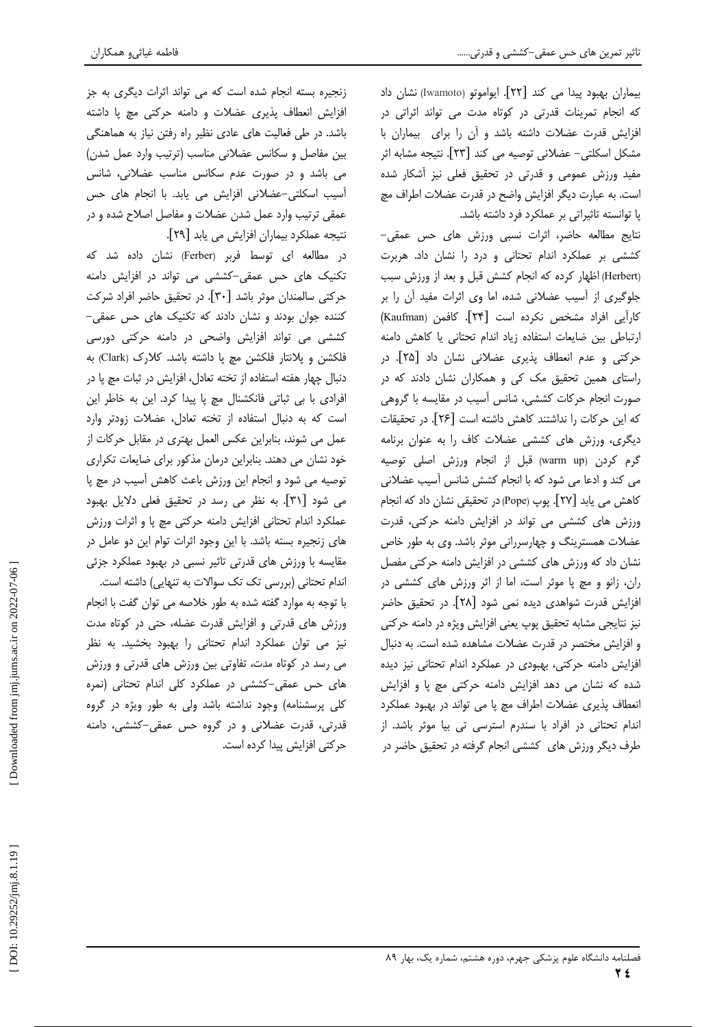بیماران بهبود پیدا می کند [۲۲]. ایواموتو (Iwamoto) نشان داد که انجام تمرینات قدرتی در کوتاه مدت می تواند اثراتی در افزایش قدرت عضلات داشته باشد و آن را برای بیماران با مشکل اسکلتی- عضلانی توصیه می کند [۲۳]. نتیجه مشابه اثر مفید ورزش عمومی و قدرتی در تحقیق فعلی نیز آشکار شده است. به عبارت دیگر افزایش واضح در قدرت عضلات اطراف مچ پا توانسته تاثیراتی بر عملکرد فرد داشته باشد.

نتایج مطالعه حاضر، اثرات نسبی ورزش های حس عمقی-کششی بر عملکرد اندام تحتانی و درد را نشان داد. هربرت (Herbert) اظهار کرده که انجام کشش قبل و بعد از ورزش سبب جلوگیری از آسیب عضلانی شده، اما وی اثرات مفید آن را بر کارآیی افراد مشخص نکرده است [۲۴]. کافمن (Kaufman) ارتباطی بین ضایعات استفاده زیاد اندام تحتانی یا کاهش دامنه حرکتی و عدم انعطاف پذیری عضلانی نشان داد [۲۵]. در راستای همین تحقیق مک کی و همکاران نشان دادند که در صورت انجام حرکات کششی، شانس آسیب در مقایسه با گروهی که این حرکات را نداشتند کاهش داشته است [۲۶]. در تحقیقات دیگری، ورزش های کششی عضلات کاف را به عنوان برنامه گرم کردن (warm up) قبل از انجام ورزش اصلی توصیه می کند و ادعا می شود که با انجام کشش شانس آسیب عضلانی کاهش می یابد [۲۷]. پوپ (Pope) در تحقیقی نشان داد که انجام ورزش های کششی می تواند در افزایش دامنه حرکتی، قدرت عضلات همسترینگ و چهارسررانی موثر باشد. وی به طور خاص نشان داد که ورزش های کششی در افزایش دامنه حرکتی مفصل ران، زانو و مچ پا موثر است، اما از اثر ورزش های کششی در افزایش قدرت شواهدی دیده نمی شود [۲۸]. در تحقیق حاضر نیز نتایجی مشابه تحقیق پوپ یعنی افزایش ویژه در دامنه حرکتی و افزایش مختصر در قدرت عضلات مشاهده شده است. به دنبال افزایش دامنه حرکتی، بهبودی در عملکرد اندام تحتانی نیز دیده شده که نشان می دهد افزایش دامنه حرکتی مچ پا و افزایش انعطاف پذیری عضلات اطراف مچ پا می تواند در بهبود عملکرد اندام تحتانی در افراد با سندرم استرسی تی بیا موثر باشد. از طرف دیگر ورزش های کششی انجام گرفته در تحقیق حاضر در زنجیره بسته انجام شده است که می تواند اثرات دیگری به جز افزایش انعطاف پذیری عضلات و دامنه حرکتی مچ پا داشته باشد. در طی فعالیت های عادی نظیر راه رفتن نیاز به هماهنگی بین مفاصل و سکانس عضلانی مناسب (ترتیب وارد عمل شدن) می باشد و در صورت عدم سکانس مناسب عضلانی، شانس آسیب اسکلتی-عضلانی افزایش می یابد. با انجام های حس عمقی ترتیب وارد عمل شدن عضلات و مفاصل اصلاح شده و در نتیجه عملکرد بیماران افزایش می یابد [۲۹].

در مطالعه ای توسط فربر (Ferber) نشان داده شد که تکنیک های حس عمقی-کششی می تواند در افزایش دامنه حرکتی سالمندان موثر باشد [۳۰]. در تحقیق حاضر افراد شرکت کننده جوان بودند و نشان دادند که تکنیک های حس عمقی-کششی می تواند افزایش واضحی در دامنه حرکتی دورسی فلکشن و پلانتار فلکشن مچ پا داشته باشد. کلارک (Clark) به دنبال چهار هفته استفاده از تخته تعادل، افزایش در ثبات مچ پا در افرادی با بی ثباتی فانکشنال مچ پا پیدا کرد. این به خاطر این است که به دنبال استفاده از تخته تعادل، عضلات زودتر وارد عمل می شوند، بنابراین عکس العمل بهتری در مقابل حرکات از خود نشان می دهند. بنابراین درمان مذکور برای ضایعات تکراری توصیه می شود و انجام این ورزش باعث کاهش آسیب در مچ پا می شود [۳۱]. به نظر می رسد در تحقیق فعلی دلایل بهبود عملکرد اندام تحتانی افزایش دامنه حرکتی مچ پا و اثرات ورزش های زنجیره بسته باشد. با این وجود اثرات توام این دو عامل در مقایسه با ورزش های قدرتی تاثیر نسبی در بهبود عملکرد جزئی اندام تحتانی (بررسی تک تک سوالات به تنهایی) داشته است.

با توجه به موارد گفته شده به طور خلاصه می توان گفت با انجام ورزش های قدرتی و افزایش قدرت عضله، حتی در کوتاه مدت نیز می توان عملکرد اندام تحتانی را بهبود بخشید. به نظر می رسد در کوتاه مدت، تفاوتی بین ورزش های قدرتی و ورزش های حس عمقی-کششی در عملکرد کلی اندام تحتانی (نمره کلی پرسشنامه) وجود نداشته باشد ولی به طور ویژه در گروه قدرتی، قدرت عضلانی و در گروه حس عمقی-کششی، دامنه حرکتی افزایش پیدا کرده است.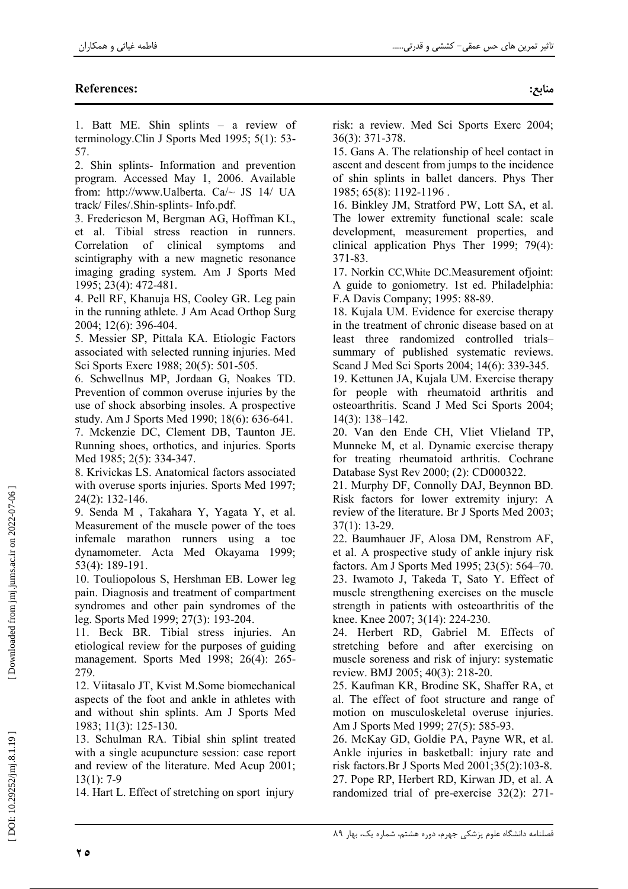## References: منابع:

1. Batt ME. Shin splints – a review of terminology.Clin J Sports Med 1995; 5(1): 53-57.
2. Shin splints- Information and prevention program. Accessed May 1, 2006. Available from: http://www.Ualberta. Ca/~ JS 14/ UA track/ Files/.Shin-splints- Info.pdf.
3. Fredericson M, Bergman AG, Hoffman KL, et al. Tibial stress reaction in runners. Correlation of clinical symptoms and scintigraphy with a new magnetic resonance imaging grading system. Am J Sports Med 1995; 23(4): 472-481.
4. Pell RF, Khanuja HS, Cooley GR. Leg pain in the running athlete. J Am Acad Orthop Surg 2004; 12(6): 396-404.
5. Messier SP, Pittala KA. Etiologic Factors associated with selected running injuries. Med Sci Sports Exerc 1988; 20(5): 501-505.
6. Schwellnus MP, Jordaan G, Noakes TD. Prevention of common overuse injuries by the use of shock absorbing insoles. A prospective study. Am J Sports Med 1990; 18(6): 636-641.
7. Mckenzie DC, Clement DB, Taunton JE. Running shoes, orthotics, and injuries. Sports Med 1985; 2(5): 334-347.
8. Krivickas LS. Anatomical factors associated with overuse sports injuries. Sports Med 1997; 24(2): 132-146.
9. Senda M , Takahara Y, Yagata Y, et al. Measurement of the muscle power of the toes infemale marathon runners using a toe dynamometer. Acta Med Okayama 1999; 53(4): 189-191.
10. Touliopolous S, Hershman EB. Lower leg pain. Diagnosis and treatment of compartment syndromes and other pain syndromes of the leg. Sports Med 1999; 27(3): 193-204.
11. Beck BR. Tibial stress injuries. An etiological review for the purposes of guiding management. Sports Med 1998; 26(4): 265-279.
12. Viitasalo JT, Kvist M.Some biomechanical aspects of the foot and ankle in athletes with and without shin splints. Am J Sports Med 1983; 11(3): 125-130.
13. Schulman RA. Tibial shin splint treated with a single acupuncture session: case report and review of the literature. Med Acup 2001; 13(1): 7-9
14. Hart L. Effect of stretching on sport injury risk: a review. Med Sci Sports Exerc 2004; 36(3): 371-378.
15. Gans A. The relationship of heel contact in ascent and descent from jumps to the incidence of shin splints in ballet dancers. Phys Ther 1985; 65(8): 1192-1196 .
16. Binkley JM, Stratford PW, Lott SA, et al. The lower extremity functional scale: scale development, measurement properties, and clinical application Phys Ther 1999; 79(4): 371-83.
17. Norkin CC,White DC.Measurement ofjoint: A guide to goniometry. 1st ed. Philadelphia: F.A Davis Company; 1995: 88-89.
18. Kujala UM. Evidence for exercise therapy in the treatment of chronic disease based on at least three randomized controlled trials– summary of published systematic reviews. Scand J Med Sci Sports 2004; 14(6): 339-345.
19. Kettunen JA, Kujala UM. Exercise therapy for people with rheumatoid arthritis and osteoarthritis. Scand J Med Sci Sports 2004; 14(3): 138–142.
20. Van den Ende CH, Vliet Vlieland TP, Munneke M, et al. Dynamic exercise therapy for treating rheumatoid arthritis. Cochrane Database Syst Rev 2000; (2): CD000322.
21. Murphy DF, Connolly DAJ, Beynnon BD. Risk factors for lower extremity injury: A review of the literature. Br J Sports Med 2003; 37(1): 13-29.
22. Baumhauer JF, Alosa DM, Renstrom AF, et al. A prospective study of ankle injury risk factors. Am J Sports Med 1995; 23(5): 564–70.
23. Iwamoto J, Takeda T, Sato Y. Effect of muscle strengthening exercises on the muscle strength in patients with osteoarthritis of the knee. Knee 2007; 3(14): 224-230.
24. Herbert RD, Gabriel M. Effects of stretching before and after exercising on muscle soreness and risk of injury: systematic review. BMJ 2005; 40(3): 218-20.
25. Kaufman KR, Brodine SK, Shaffer RA, et al. The effect of foot structure and range of motion on musculoskeletal overuse injuries. Am J Sports Med 1999; 27(5): 585-93.
26. McKay GD, Goldie PA, Payne WR, et al. Ankle injuries in basketball: injury rate and risk factors.Br J Sports Med 2001;35(2):103-8.
27. Pope RP, Herbert RD, Kirwan JD, et al. A randomized trial of pre-exercise 32(2): 271-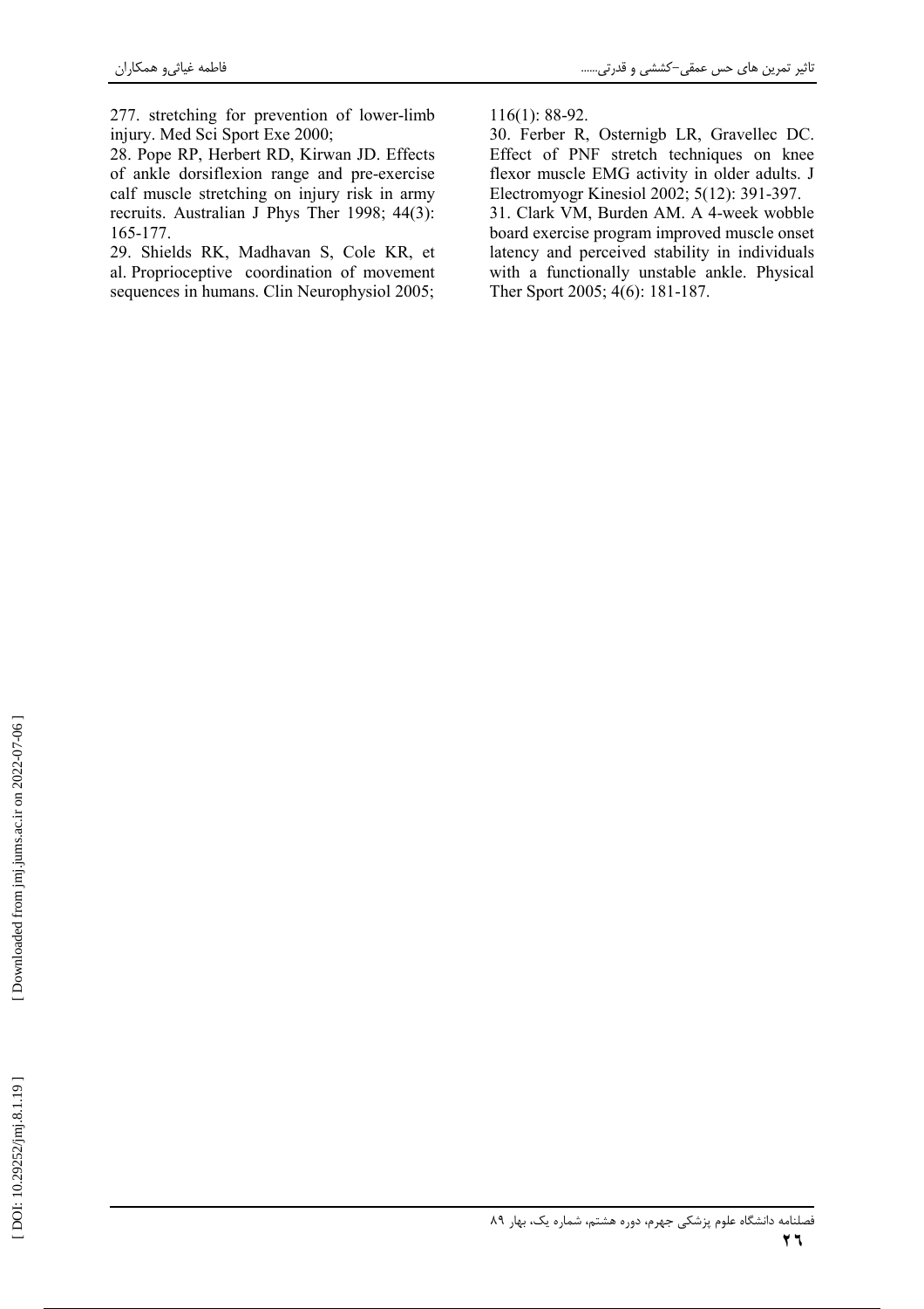277. stretching for prevention of lower-limb injury. Med Sci Sport Exe 2000;

28. Pope RP, Herbert RD, Kirwan JD. Effects of ankle dorsiflexion range and pre-exercise calf muscle stretching on injury risk in army recruits. Australian J Phys Ther 1998; 44(3): 165-177.

29. Shields RK, Madhavan S, Cole KR, et al. Proprioceptive coordination of movement sequences in humans. Clin Neurophysiol 2005; 116(1): 88-92.

30. Ferber R, Osternigb LR, Gravellec DC. Effect of PNF stretch techniques on knee flexor muscle EMG activity in older adults. J Electromyogr Kinesiol 2002; 5(12): 391-397.

31. Clark VM, Burden AM. A 4-week wobble board exercise program improved muscle onset latency and perceived stability in individuals with a functionally unstable ankle. Physical Ther Sport 2005; 4(6): 181-187.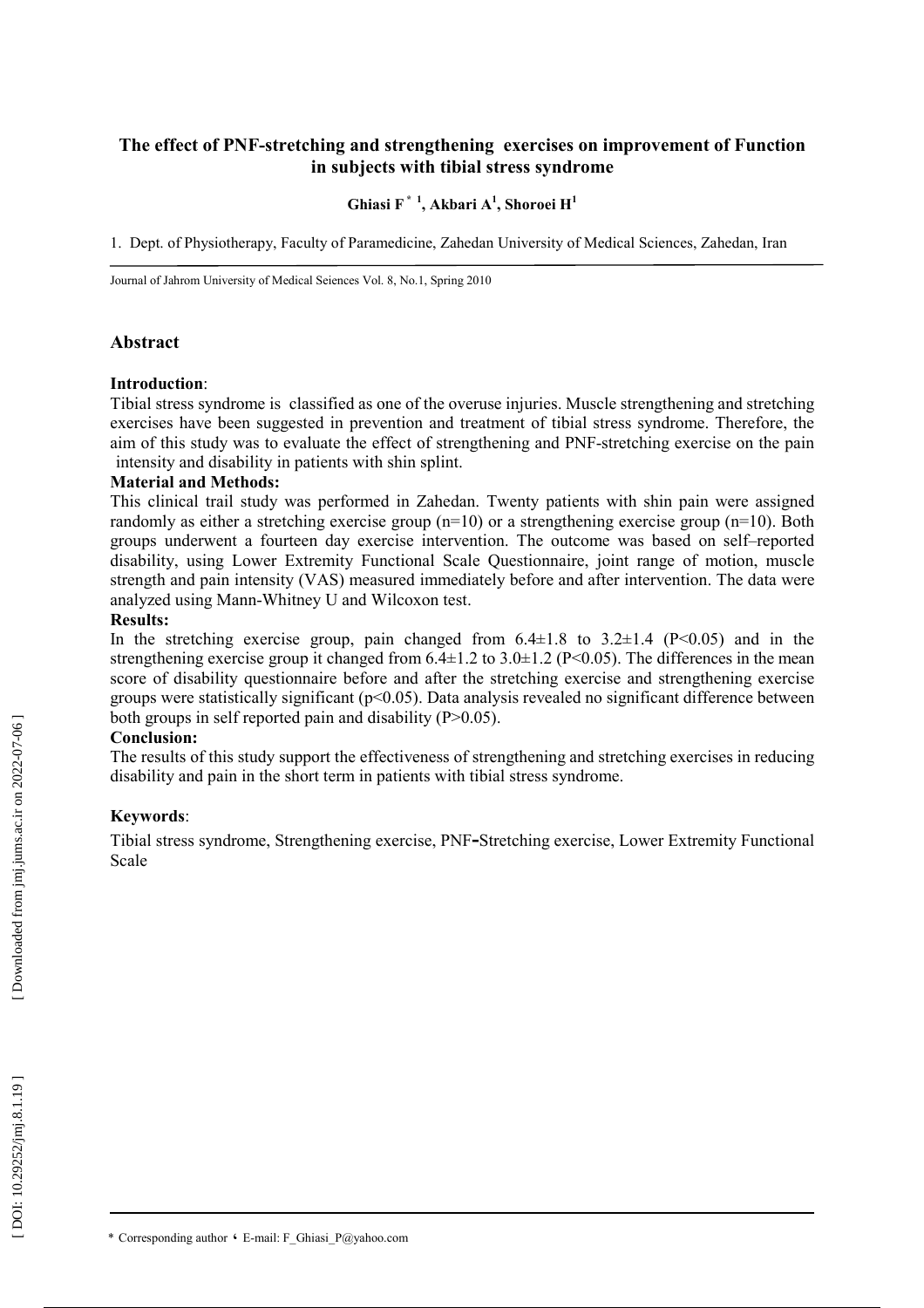# The effect of PNF-stretching and strengthening exercises on improvement of Function in subjects with tibial stress syndrome

**Ghiasi F [*1], Akbari A[1], Shoroei H[1]**

1. Dept. of Physiotherapy, Faculty of Paramedicine, Zahedan University of Medical Sciences, Zahedan, Iran

Journal of Jahrom University of Medical Seiences Vol. 8, No.1, Spring 2010

## Abstract

**Introduction**:

Tibial stress syndrome is classified as one of the overuse injuries. Muscle strengthening and stretching exercises have been suggested in prevention and treatment of tibial stress syndrome. Therefore, the aim of this study was to evaluate the effect of strengthening and PNF-stretching exercise on the pain intensity and disability in patients with shin splint.

**Material and Methods:**

This clinical trail study was performed in Zahedan. Twenty patients with shin pain were assigned randomly as either a stretching exercise group (n=10) or a strengthening exercise group (n=10). Both groups underwent a fourteen day exercise intervention. The outcome was based on self–reported disability, using Lower Extremity Functional Scale Questionnaire, joint range of motion, muscle strength and pain intensity (VAS) measured immediately before and after intervention. The data were analyzed using Mann-Whitney U and Wilcoxon test.

**Results:**

In the stretching exercise group, pain changed from 6.4±1.8 to 3.2±1.4 ($P<0.05$) and in the strengthening exercise group it changed from 6.4±1.2 to 3.0±1.2 ($P<0.05$). The differences in the mean score of disability questionnaire before and after the stretching exercise and strengthening exercise groups were statistically significant ($p<0.05$). Data analysis revealed no significant difference between both groups in self reported pain and disability ($P>0.05$).

**Conclusion:**

The results of this study support the effectiveness of strengthening and stretching exercises in reducing disability and pain in the short term in patients with tibial stress syndrome.

**Keywords**:

Tibial stress syndrome, Strengthening exercise, PNF-Stretching exercise, Lower Extremity Functional Scale

---

* Corresponding author ، E-mail: F_Ghiasi_P@yahoo.com